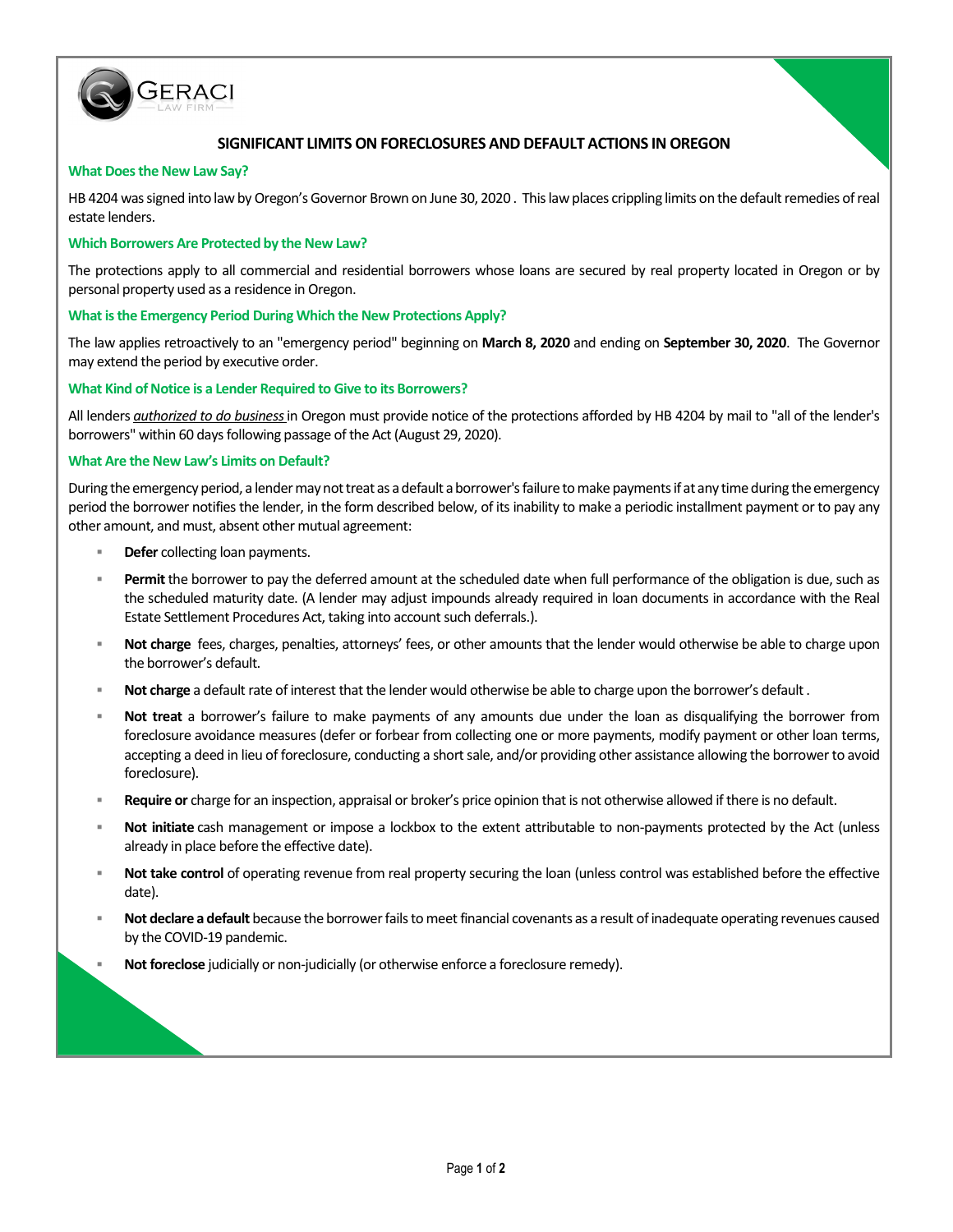GERACI LAW FIRM

# SIGNIFICANT LIMITS ON FORECLOSURES AND DEFAULT ACTIONS IN OREGON

### What Does the New Law Say?

HB 4204 was signed into law by Oregon's Governor Brown on June 30, 2020 . This law places crippling limits on the default remedies of real estate lenders.

### Which Borrowers Are Protected by the New Law?

The protections apply to all commercial and residential borrowers whose loans are secured by real property located in Oregon or by personal property used as a residence in Oregon.

### What is the Emergency Period During Which the New Protections Apply?

The law applies retroactively to an "emergency period" beginning on **March 8, 2020** and ending on **September 30, 2020**. The Governor may extend the period by executive order.

### What Kind of Notice is a Lender Required to Give to its Borrowers?

All lenders ***authorized to do business*** in Oregon must provide notice of the protections afforded by HB 4204 by mail to "all of the lender's borrowers" within 60 days following passage of the Act (August 29, 2020).

### What Are the New Law's Limits on Default?

During the emergency period, a lender may not treat as a default a borrower's failure to make payments if at any time during the emergency period the borrower notifies the lender, in the form described below, of its inability to make a periodic installment payment or to pay any other amount, and must, absent other mutual agreement:

- **Defer** collecting loan payments.
- **Permit** the borrower to pay the deferred amount at the scheduled date when full performance of the obligation is due, such as the scheduled maturity date. (A lender may adjust impounds already required in loan documents in accordance with the Real Estate Settlement Procedures Act, taking into account such deferrals.).
- **Not charge** fees, charges, penalties, attorneys' fees, or other amounts that the lender would otherwise be able to charge upon the borrower's default.
- **Not charge** a default rate of interest that the lender would otherwise be able to charge upon the borrower's default .
- **Not treat** a borrower's failure to make payments of any amounts due under the loan as disqualifying the borrower from foreclosure avoidance measures (defer or forbear from collecting one or more payments, modify payment or other loan terms, accepting a deed in lieu of foreclosure, conducting a short sale, and/or providing other assistance allowing the borrower to avoid foreclosure).
- **Require or** charge for an inspection, appraisal or broker's price opinion that is not otherwise allowed if there is no default.
- **Not initiate** cash management or impose a lockbox to the extent attributable to non-payments protected by the Act (unless already in place before the effective date).
- **Not take control** of operating revenue from real property securing the loan (unless control was established before the effective date).
- **Not declare a default** because the borrower fails to meet financial covenants as a result of inadequate operating revenues caused by the COVID-19 pandemic.
- **Not foreclose** judicially or non-judicially (or otherwise enforce a foreclosure remedy).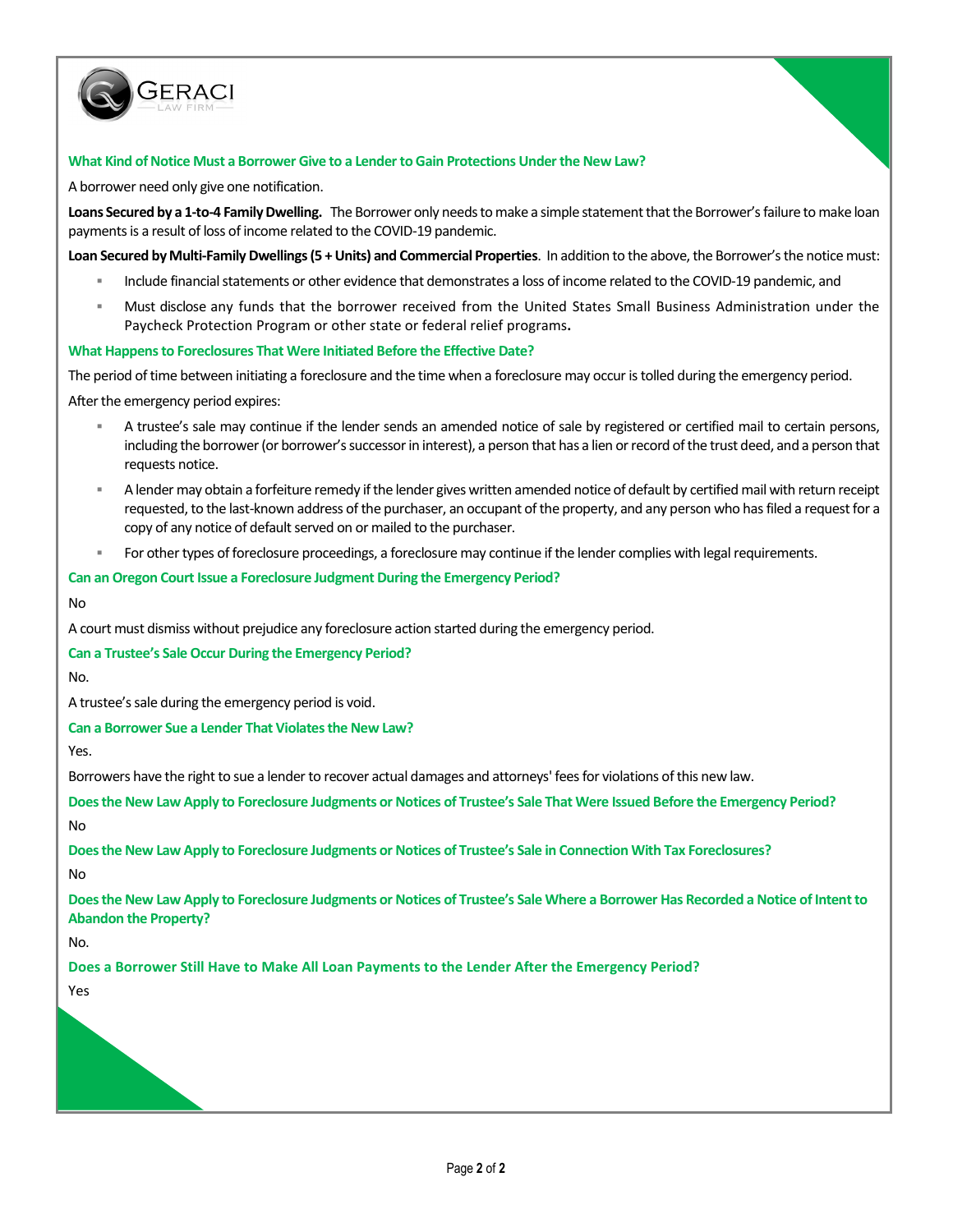### What Kind of Notice Must a Borrower Give to a Lender to Gain Protections Under the New Law?

A borrower need only give one notification.

**Loans Secured by a 1-to-4 Family Dwelling.** The Borrower only needs to make a simple statement that the Borrower's failure to make loan payments is a result of loss of income related to the COVID-19 pandemic.

**Loan Secured by Multi-Family Dwellings (5 + Units) and Commercial Properties**. In addition to the above, the Borrower's the notice must:

- Include financial statements or other evidence that demonstrates a loss of income related to the COVID-19 pandemic, and
- Must disclose any funds that the borrower received from the United States Small Business Administration under the Paycheck Protection Program or other state or federal relief programs.

### What Happens to Foreclosures That Were Initiated Before the Effective Date?

The period of time between initiating a foreclosure and the time when a foreclosure may occur is tolled during the emergency period.

After the emergency period expires:

- A trustee's sale may continue if the lender sends an amended notice of sale by registered or certified mail to certain persons, including the borrower (or borrower's successor in interest), a person that has a lien or record of the trust deed, and a person that requests notice.
- A lender may obtain a forfeiture remedy if the lender gives written amended notice of default by certified mail with return receipt requested, to the last-known address of the purchaser, an occupant of the property, and any person who has filed a request for a copy of any notice of default served on or mailed to the purchaser.
- For other types of foreclosure proceedings, a foreclosure may continue if the lender complies with legal requirements.

### Can an Oregon Court Issue a Foreclosure Judgment During the Emergency Period?

No

A court must dismiss without prejudice any foreclosure action started during the emergency period.

### Can a Trustee's Sale Occur During the Emergency Period?

No.

A trustee's sale during the emergency period is void.

### Can a Borrower Sue a Lender That Violates the New Law?

Yes.

Borrowers have the right to sue a lender to recover actual damages and attorneys' fees for violations of this new law.

### Does the New Law Apply to Foreclosure Judgments or Notices of Trustee's Sale That Were Issued Before the Emergency Period?

No

### Does the New Law Apply to Foreclosure Judgments or Notices of Trustee's Sale in Connection With Tax Foreclosures?

No

### Does the New Law Apply to Foreclosure Judgments or Notices of Trustee's Sale Where a Borrower Has Recorded a Notice of Intent to Abandon the Property?

No.

### Does a Borrower Still Have to Make All Loan Payments to the Lender After the Emergency Period?

Yes